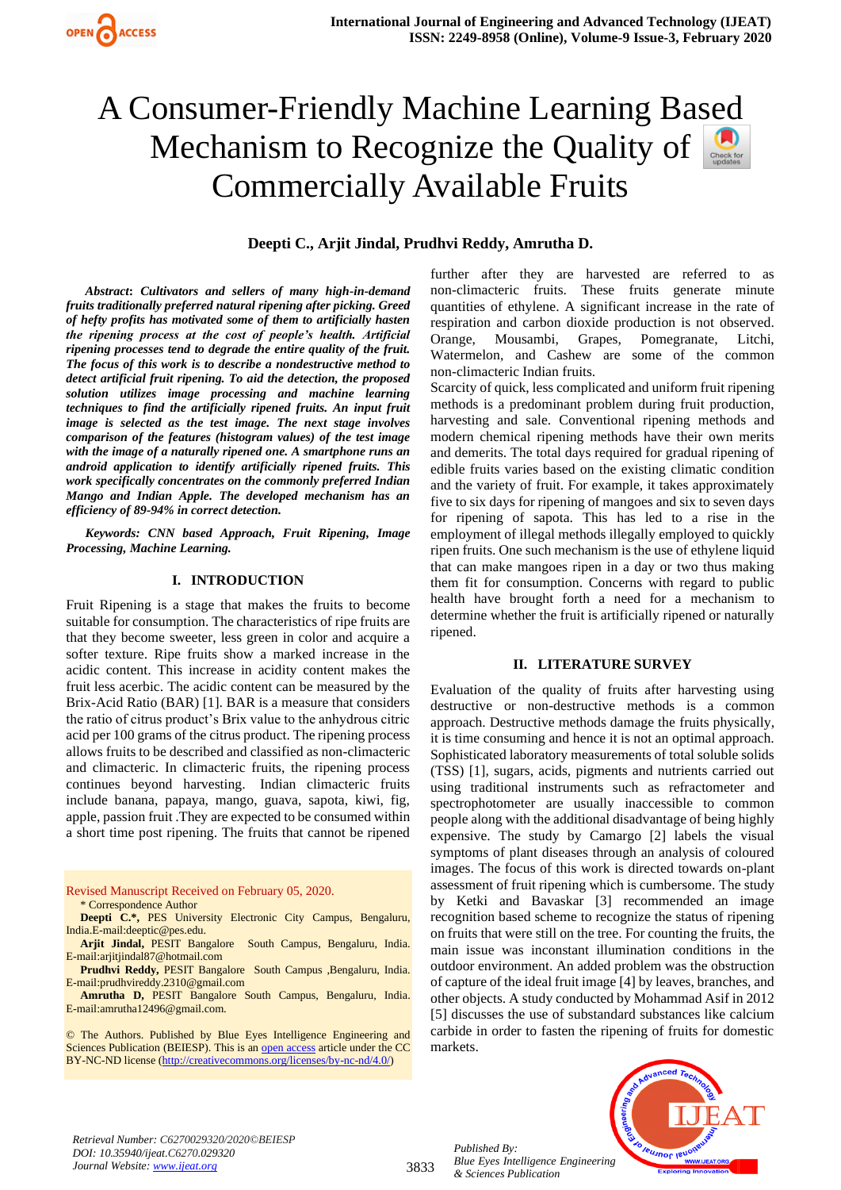# A Consumer-Friendly Machine Learning Based Mechanism to Recognize the Quality of Commercially Available Fruits

**Deepti C., Arjit Jindal, Prudhvi Reddy, Amrutha D.**

***Abstract*****: *Cultivators and sellers of many high-in-demand fruits traditionally preferred natural ripening after picking. Greed of hefty profits has motivated some of them to artificially hasten the ripening process at the cost of people's health. Artificial ripening processes tend to degrade the entire quality of the fruit. The focus of this work is to describe a nondestructive method to detect artificial fruit ripening. To aid the detection, the proposed solution utilizes image processing and machine learning techniques to find the artificially ripened fruits. An input fruit image is selected as the test image. The next stage involves comparison of the features (histogram values) of the test image with the image of a naturally ripened one. A smartphone runs an android application to identify artificially ripened fruits. This work specifically concentrates on the commonly preferred Indian Mango and Indian Apple. The developed mechanism has an efficiency of 89-94% in correct detection.***

***Keywords:* *CNN based Approach, Fruit Ripening, Image Processing, Machine Learning.***

## I. INTRODUCTION

Fruit Ripening is a stage that makes the fruits to become suitable for consumption. The characteristics of ripe fruits are that they become sweeter, less green in color and acquire a softer texture. Ripe fruits show a marked increase in the acidic content. This increase in acidity content makes the fruit less acerbic. The acidic content can be measured by the Brix-Acid Ratio (BAR) [1]. BAR is a measure that considers the ratio of citrus product's Brix value to the anhydrous citric acid per 100 grams of the citrus product. The ripening process allows fruits to be described and classified as non-climacteric and climacteric. In climacteric fruits, the ripening process continues beyond harvesting. Indian climacteric fruits include banana, papaya, mango, guava, sapota, kiwi, fig, apple, passion fruit .They are expected to be consumed within a short time post ripening. The fruits that cannot be ripened further after they are harvested are referred to as non-climacteric fruits. These fruits generate minute quantities of ethylene. A significant increase in the rate of respiration and carbon dioxide production is not observed. Orange, Mousambi, Grapes, Pomegranate, Litchi, Watermelon, and Cashew are some of the common non-climacteric Indian fruits.

Scarcity of quick, less complicated and uniform fruit ripening methods is a predominant problem during fruit production, harvesting and sale. Conventional ripening methods and modern chemical ripening methods have their own merits and demerits. The total days required for gradual ripening of edible fruits varies based on the existing climatic condition and the variety of fruit. For example, it takes approximately five to six days for ripening of mangoes and six to seven days for ripening of sapota. This has led to a rise in the employment of illegal methods illegally employed to quickly ripen fruits. One such mechanism is the use of ethylene liquid that can make mangoes ripen in a day or two thus making them fit for consumption. Concerns with regard to public health have brought forth a need for a mechanism to determine whether the fruit is artificially ripened or naturally ripened.

Revised Manuscript Received on February 05, 2020.

\* Correspondence Author

**Deepti C.\***, PES University Electronic City Campus, Bengaluru, India.E-mail:deeptic@pes.edu.

**Arjit Jindal,** PESIT Bangalore South Campus, Bengaluru, India. E-mail:arjitjindal87@hotmail.com

**Prudhvi Reddy,** PESIT Bangalore South Campus ,Bengaluru, India. E-mail:prudhvireddy.2310@gmail.com

**Amrutha D,** PESIT Bangalore South Campus, Bengaluru, India. E-mail:amrutha12496@gmail.com.

© The Authors. Published by Blue Eyes Intelligence Engineering and Sciences Publication (BEIESP). This is an open access article under the CC BY-NC-ND license (http://creativecommons.org/licenses/by-nc-nd/4.0/)

## II. LITERATURE SURVEY

Evaluation of the quality of fruits after harvesting using destructive or non-destructive methods is a common approach. Destructive methods damage the fruits physically, it is time consuming and hence it is not an optimal approach. Sophisticated laboratory measurements of total soluble solids (TSS) [1], sugars, acids, pigments and nutrients carried out using traditional instruments such as refractometer and spectrophotometer are usually inaccessible to common people along with the additional disadvantage of being highly expensive. The study by Camargo [2] labels the visual symptoms of plant diseases through an analysis of coloured images. The focus of this work is directed towards on-plant assessment of fruit ripening which is cumbersome. The study by Ketki and Bavaskar [3] recommended an image recognition based scheme to recognize the status of ripening on fruits that were still on the tree. For counting the fruits, the main issue was inconstant illumination conditions in the outdoor environment. An added problem was the obstruction of capture of the ideal fruit image [4] by leaves, branches, and other objects. A study conducted by Mohammad Asif in 2012 [5] discusses the use of substandard substances like calcium carbide in order to fasten the ripening of fruits for domestic markets.

Retrieval Number: C6270029320/2020©BEIESP
DOI: 10.35940/ijeat.C6270.029320
Journal Website: www.ijeat.org

Published By:
Blue Eyes Intelligence Engineering & Sciences Publication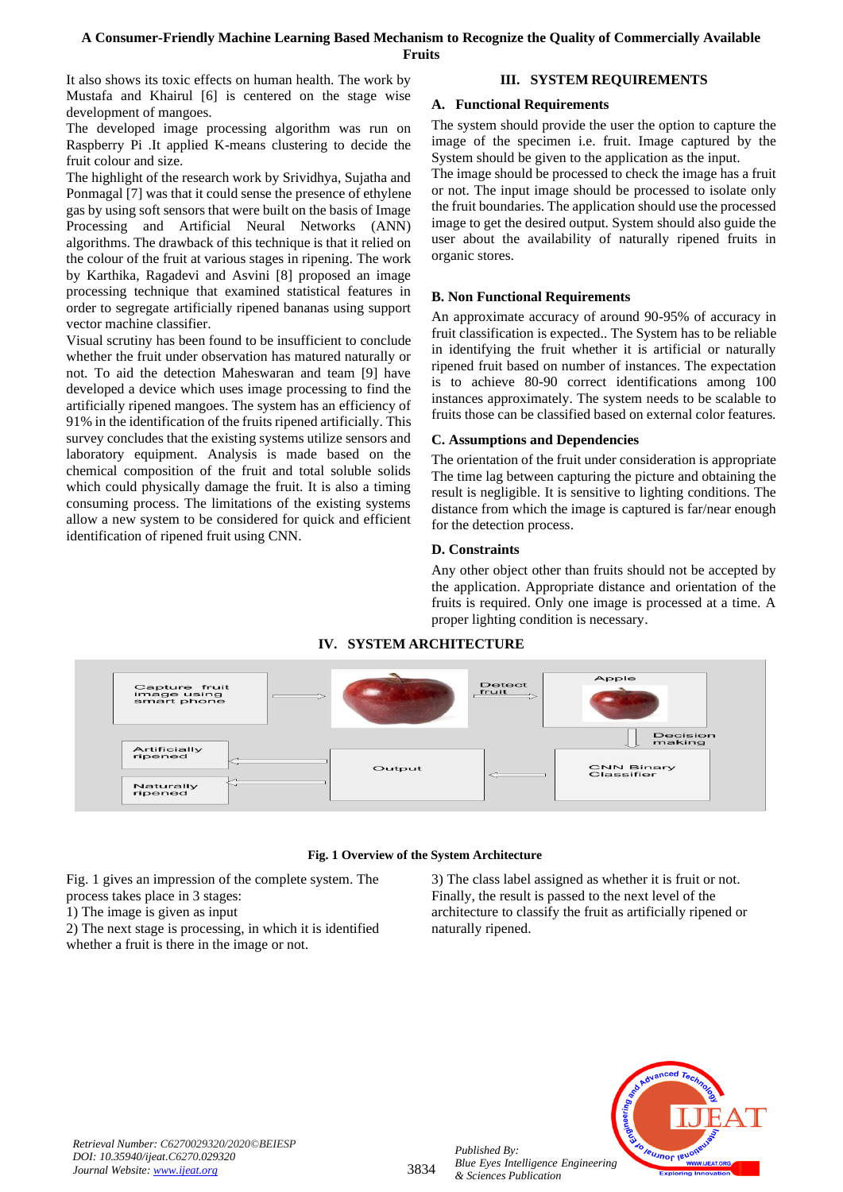It also shows its toxic effects on human health. The work by Mustafa and Khairul [6] is centered on the stage wise development of mangoes.

The developed image processing algorithm was run on Raspberry Pi .It applied K-means clustering to decide the fruit colour and size.

The highlight of the research work by Srividhya, Sujatha and Ponmagal [7] was that it could sense the presence of ethylene gas by using soft sensors that were built on the basis of Image Processing and Artificial Neural Networks (ANN) algorithms. The drawback of this technique is that it relied on the colour of the fruit at various stages in ripening. The work by Karthika, Ragadevi and Asvini [8] proposed an image processing technique that examined statistical features in order to segregate artificially ripened bananas using support vector machine classifier.

Visual scrutiny has been found to be insufficient to conclude whether the fruit under observation has matured naturally or not. To aid the detection Maheswaran and team [9] have developed a device which uses image processing to find the artificially ripened mangoes. The system has an efficiency of 91% in the identification of the fruits ripened artificially. This survey concludes that the existing systems utilize sensors and laboratory equipment. Analysis is made based on the chemical composition of the fruit and total soluble solids which could physically damage the fruit. It is also a timing consuming process. The limitations of the existing systems allow a new system to be considered for quick and efficient identification of ripened fruit using CNN.

## III. SYSTEM REQUIREMENTS

### A. Functional Requirements

The system should provide the user the option to capture the image of the specimen i.e. fruit. Image captured by the System should be given to the application as the input.

The image should be processed to check the image has a fruit or not. The input image should be processed to isolate only the fruit boundaries. The application should use the processed image to get the desired output. System should also guide the user about the availability of naturally ripened fruits in organic stores.

### B. Non Functional Requirements

An approximate accuracy of around 90-95% of accuracy in fruit classification is expected.. The System has to be reliable in identifying the fruit whether it is artificial or naturally ripened fruit based on number of instances. The expectation is to achieve 80-90 correct identifications among 100 instances approximately. The system needs to be scalable to fruits those can be classified based on external color features.

### C. Assumptions and Dependencies

The orientation of the fruit under consideration is appropriate The time lag between capturing the picture and obtaining the result is negligible. It is sensitive to lighting conditions. The distance from which the image is captured is far/near enough for the detection process.

### D. Constraints

Any other object other than fruits should not be accepted by the application. Appropriate distance and orientation of the fruits is required. Only one image is processed at a time. A proper lighting condition is necessary.

## IV. SYSTEM ARCHITECTURE

Capture fruit image using smart phone

Detect fruit

Apple

Decision making

CNN Binary Classifier

Output

Artificially ripened

Naturally ripened

**Fig. 1 Overview of the System Architecture**

Fig. 1 gives an impression of the complete system. The process takes place in 3 stages:

1) The image is given as input

2) The next stage is processing, in which it is identified whether a fruit is there in the image or not.

3) The class label assigned as whether it is fruit or not. Finally, the result is passed to the next level of the architecture to classify the fruit as artificially ripened or naturally ripened.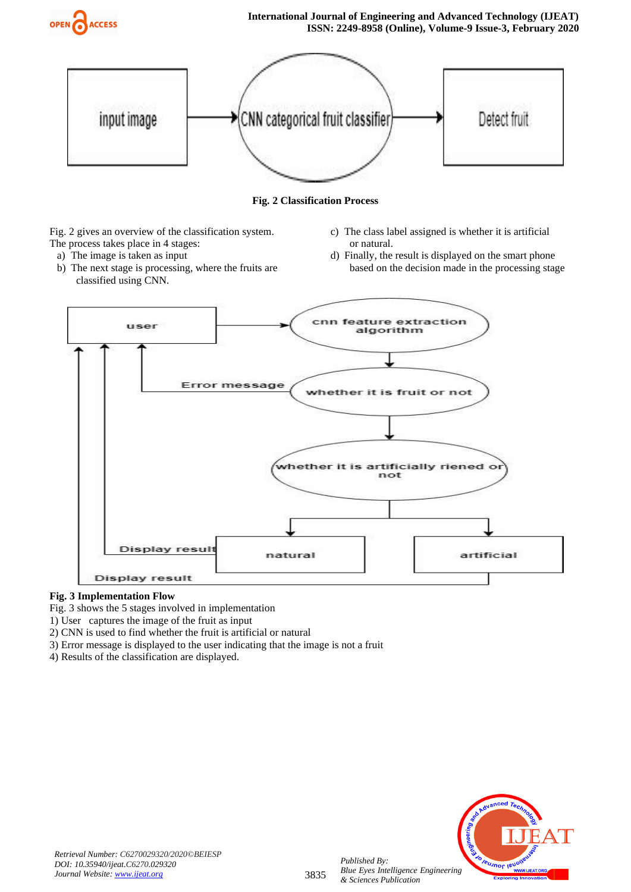input image

CNN categorical fruit classifier

Detect fruit

**Fig. 2 Classification Process**

Fig. 2 gives an overview of the classification system. The process takes place in 4 stages:

a) The image is taken as input
b) The next stage is processing, where the fruits are classified using CNN.
c) The class label assigned is whether it is artificial or natural.
d) Finally, the result is displayed on the smart phone based on the decision made in the processing stage

user

cnn feature extraction algorithm

Error message

whether it is fruit or not

whether it is artificially riened or not

Display result

natural

artificial

Display result

**Fig. 3 Implementation Flow**

Fig. 3 shows the 5 stages involved in implementation

1) User captures the image of the fruit as input
2) CNN is used to find whether the fruit is artificial or natural
3) Error message is displayed to the user indicating that the image is not a fruit
4) Results of the classification are displayed.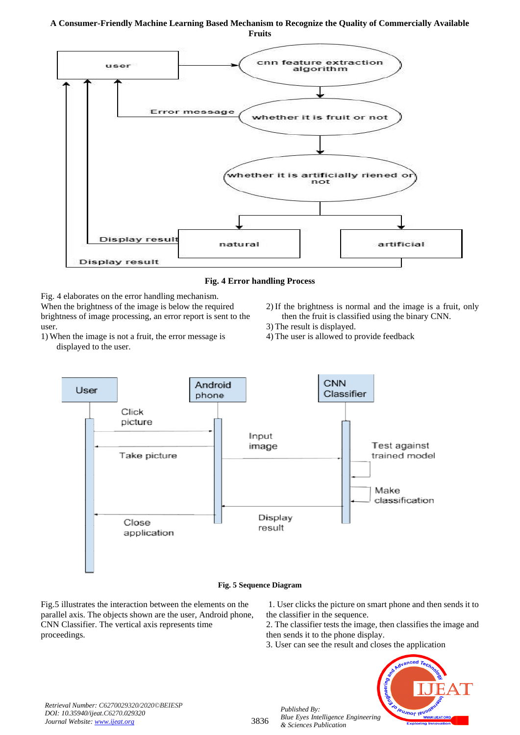Fig. 4 Error handling Process

Fig. 4 elaborates on the error handling mechanism.
When the brightness of the image is below the required brightness of image processing, an error report is sent to the user.

1) When the image is not a fruit, the error message is displayed to the user.
2) If the brightness is normal and the image is a fruit, only then the fruit is classified using the binary CNN.
3) The result is displayed.
4) The user is allowed to provide feedback

Fig. 5 Sequence Diagram

Fig.5 illustrates the interaction between the elements on the parallel axis. The objects shown are the user, Android phone, CNN Classifier. The vertical axis represents time proceedings.

1. User clicks the picture on smart phone and then sends it to the classifier in the sequence.
2. The classifier tests the image, then classifies the image and then sends it to the phone display.
3. User can see the result and closes the application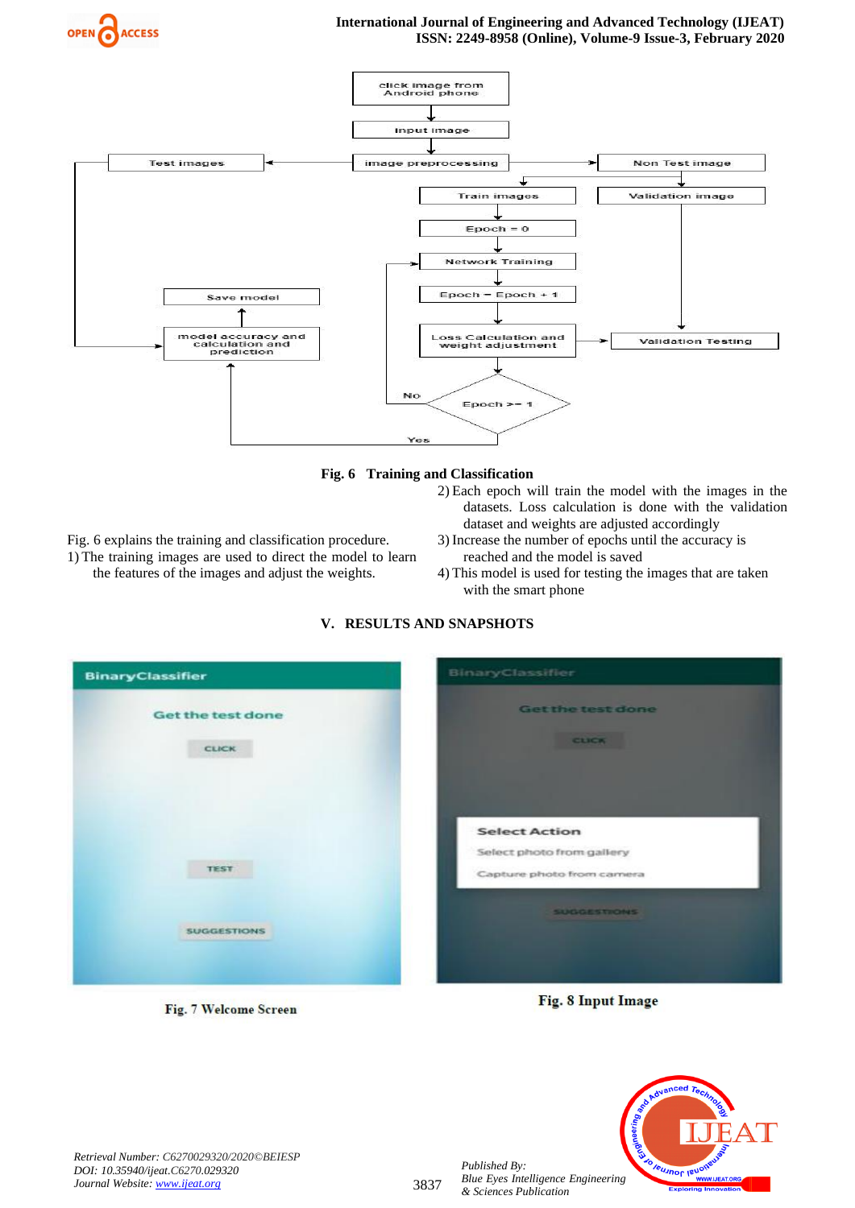click image from Android phone

input image

image preprocessing

Test images

Non Test image

Train images

Validation image

Epoch = 0

Network Training

Epoch = Epoch + 1

Save model

model accuracy and calculation and prediction

Loss Calculation and weight adjustment

Validation Testing

No

Epoch >= 1

Yes

**Fig. 6 Training and Classification**

Fig. 6 explains the training and classification procedure.

1) The training images are used to direct the model to learn the features of the images and adjust the weights.
2) Each epoch will train the model with the images in the datasets. Loss calculation is done with the validation dataset and weights are adjusted accordingly
3) Increase the number of epochs until the accuracy is reached and the model is saved
4) This model is used for testing the images that are taken with the smart phone

## V. RESULTS AND SNAPSHOTS

BinaryClassifier

Get the test done

CLICK

TEST

SUGGESTIONS

**Fig. 7 Welcome Screen**

BinaryClassifier

Get the test done

CLICK

Select Action

Select photo from gallery

Capture photo from camera

SUGGESTIONS

**Fig. 8 Input Image**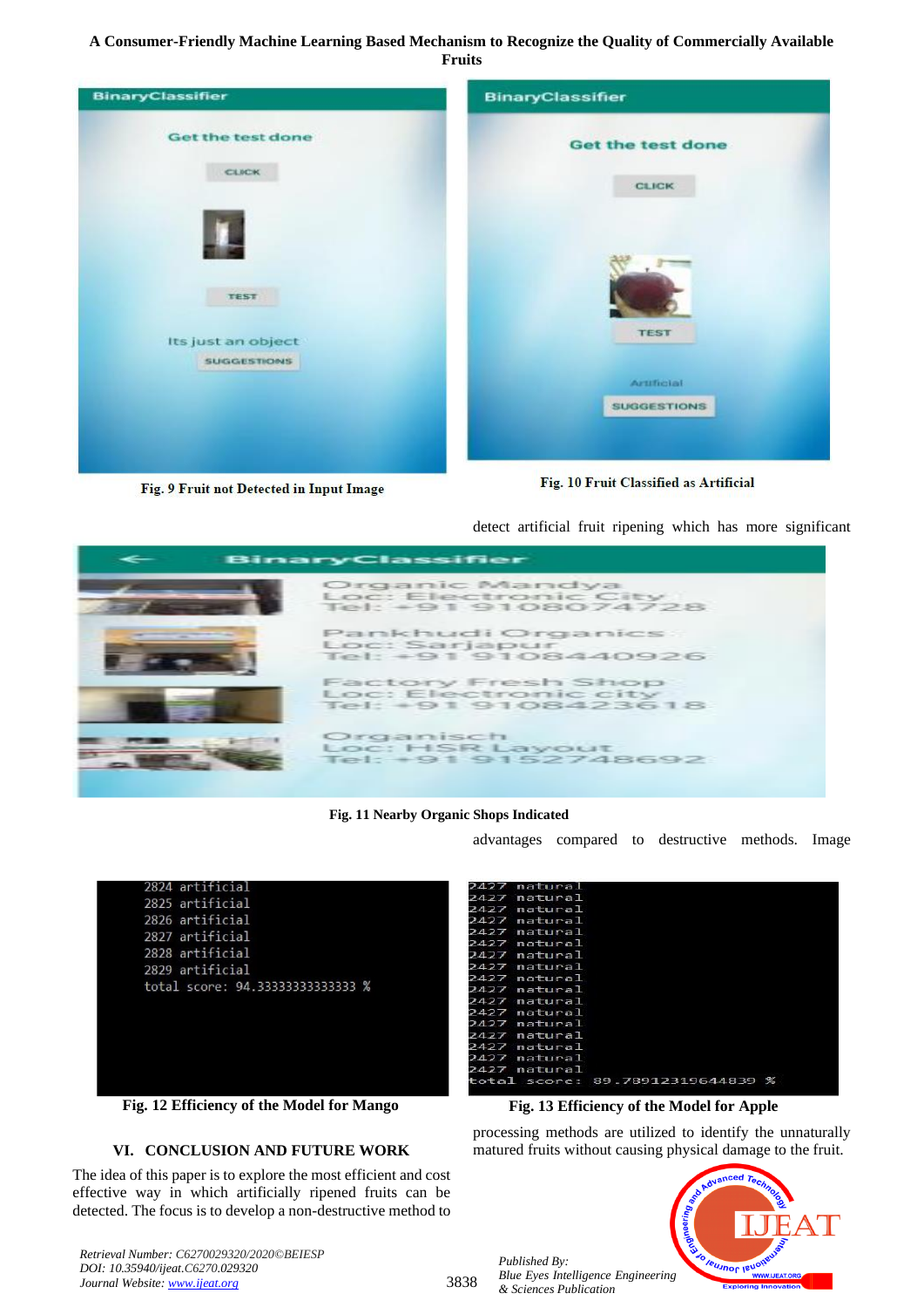Fig. 9 Fruit not Detected in Input Image

Fig. 10 Fruit Classified as Artificial

Fig. 11 Nearby Organic Shops Indicated

Fig. 12 Efficiency of the Model for Mango

Fig. 13 Efficiency of the Model for Apple

## VI. CONCLUSION AND FUTURE WORK

The idea of this paper is to explore the most efficient and cost effective way in which artificially ripened fruits can be detected. The focus is to develop a non-destructive method to detect artificial fruit ripening which has more significant advantages compared to destructive methods. Image processing methods are utilized to identify the unnaturally matured fruits without causing physical damage to the fruit.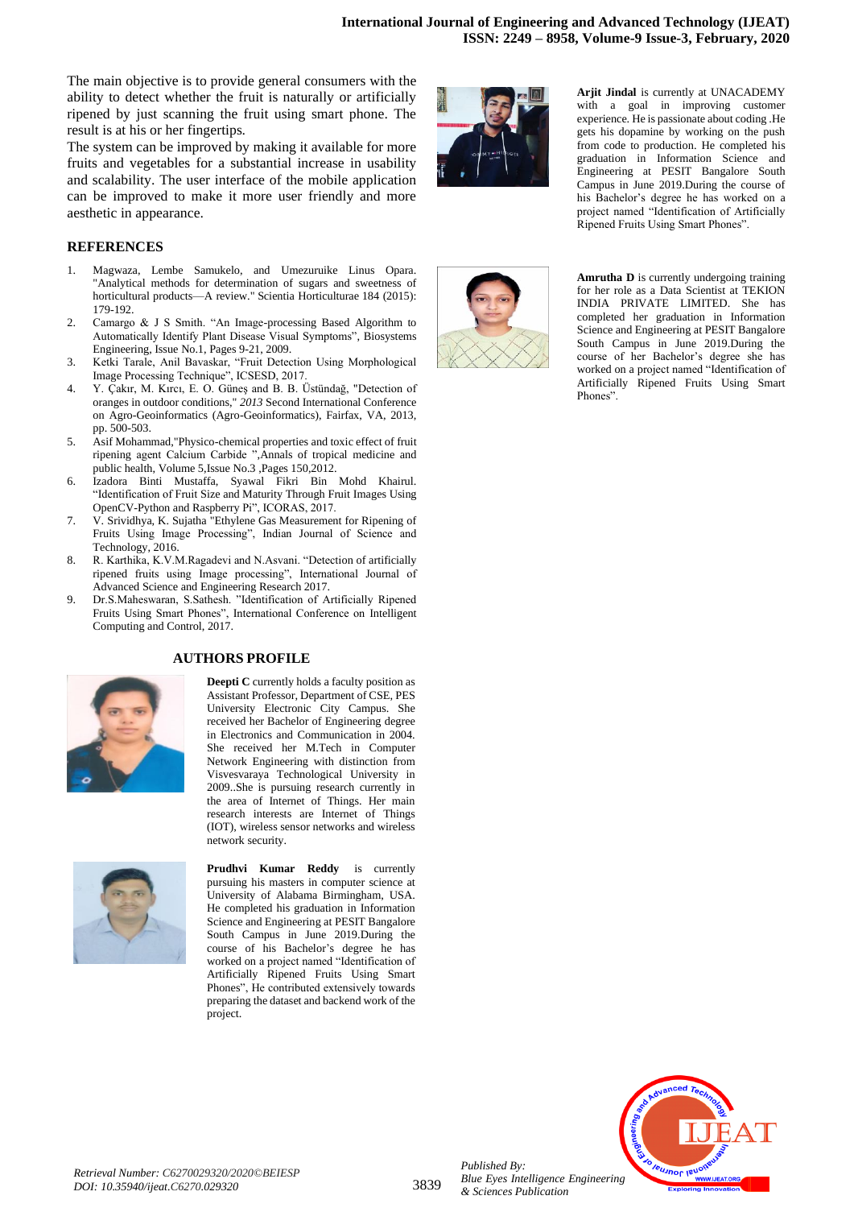The main objective is to provide general consumers with the ability to detect whether the fruit is naturally or artificially ripened by just scanning the fruit using smart phone. The result is at his or her fingertips.

The system can be improved by making it available for more fruits and vegetables for a substantial increase in usability and scalability. The user interface of the mobile application can be improved to make it more user friendly and more aesthetic in appearance.

## REFERENCES

1. Magwaza, Lembe Samukelo, and Umezuruike Linus Opara. "Analytical methods for determination of sugars and sweetness of horticultural products—A review." Scientia Horticulturae 184 (2015): 179-192.
2. Camargo & J S Smith. "An Image-processing Based Algorithm to Automatically Identify Plant Disease Visual Symptoms", Biosystems Engineering, Issue No.1, Pages 9-21, 2009.
3. Ketki Tarale, Anil Bavaskar, "Fruit Detection Using Morphological Image Processing Technique", ICSESD, 2017.
4. Y. Çakır, M. Kırcı, E. O. Güneş and B. B. Üstündağ, "Detection of oranges in outdoor conditions," *2013* Second International Conference on Agro-Geoinformatics (Agro-Geoinformatics), Fairfax, VA, 2013, pp. 500-503.
5. Asif Mohammad,"Physico-chemical properties and toxic effect of fruit ripening agent Calcium Carbide ",Annals of tropical medicine and public health, Volume 5,Issue No.3 ,Pages 150,2012.
6. Izadora Binti Mustaffa, Syawal Fikri Bin Mohd Khairul. "Identification of Fruit Size and Maturity Through Fruit Images Using OpenCV-Python and Raspberry Pi", ICORAS, 2017.
7. V. Srividhya, K. Sujatha "Ethylene Gas Measurement for Ripening of Fruits Using Image Processing", Indian Journal of Science and Technology, 2016.
8. R. Karthika, K.V.M.Ragadevi and N.Asvani. "Detection of artificially ripened fruits using Image processing", International Journal of Advanced Science and Engineering Research 2017.
9. Dr.S.Maheswaran, S.Sathesh. "Identification of Artificially Ripened Fruits Using Smart Phones", International Conference on Intelligent Computing and Control, 2017.

## AUTHORS PROFILE

**Deepti C** currently holds a faculty position as Assistant Professor, Department of CSE, PES University Electronic City Campus. She received her Bachelor of Engineering degree in Electronics and Communication in 2004. She received her M.Tech in Computer Network Engineering with distinction from Visvesvaraya Technological University in 2009..She is pursuing research currently in the area of Internet of Things. Her main research interests are Internet of Things (IOT), wireless sensor networks and wireless network security.

**Prudhvi Kumar Reddy** is currently pursuing his masters in computer science at University of Alabama Birmingham, USA. He completed his graduation in Information Science and Engineering at PESIT Bangalore South Campus in June 2019.During the course of his Bachelor's degree he has worked on a project named "Identification of Artificially Ripened Fruits Using Smart Phones", He contributed extensively towards preparing the dataset and backend work of the project.

**Arjit Jindal** is currently at UNACADEMY with a goal in improving customer experience. He is passionate about coding .He gets his dopamine by working on the push from code to production. He completed his graduation in Information Science and Engineering at PESIT Bangalore South Campus in June 2019.During the course of his Bachelor's degree he has worked on a project named "Identification of Artificially Ripened Fruits Using Smart Phones".

**Amrutha D** is currently undergoing training for her role as a Data Scientist at TEKION INDIA PRIVATE LIMITED. She has completed her graduation in Information Science and Engineering at PESIT Bangalore South Campus in June 2019.During the course of her Bachelor's degree she has worked on a project named "Identification of Artificially Ripened Fruits Using Smart Phones".